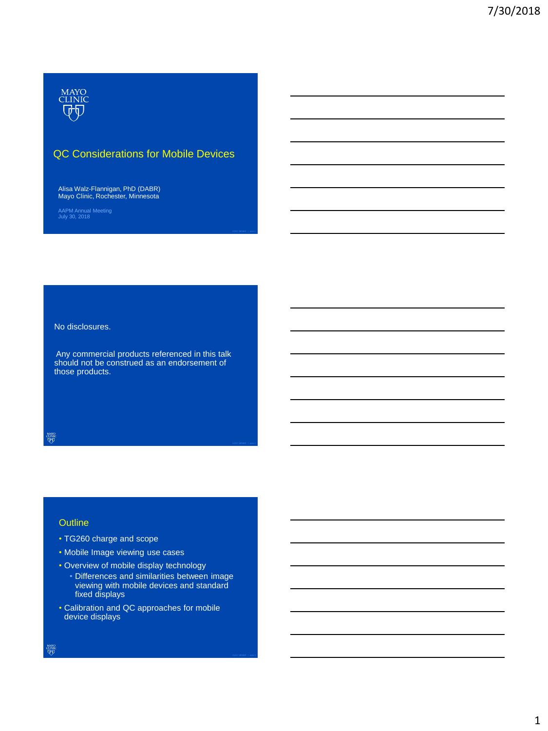# QC Considerations for Mobile Devices

Alisa Walz-Flannigan, PhD (DABR)
Mayo Clinic, Rochester, Minnesota

AAPM Annual Meeting
July 30, 2018

No disclosures.

Any commercial products referenced in this talk should not be construed as an endorsement of those products.

## Outline

- TG260 charge and scope
- Mobile Image viewing use cases
- Overview of mobile display technology
  - Differences and similarities between image viewing with mobile devices and standard fixed displays
- Calibration and QC approaches for mobile device displays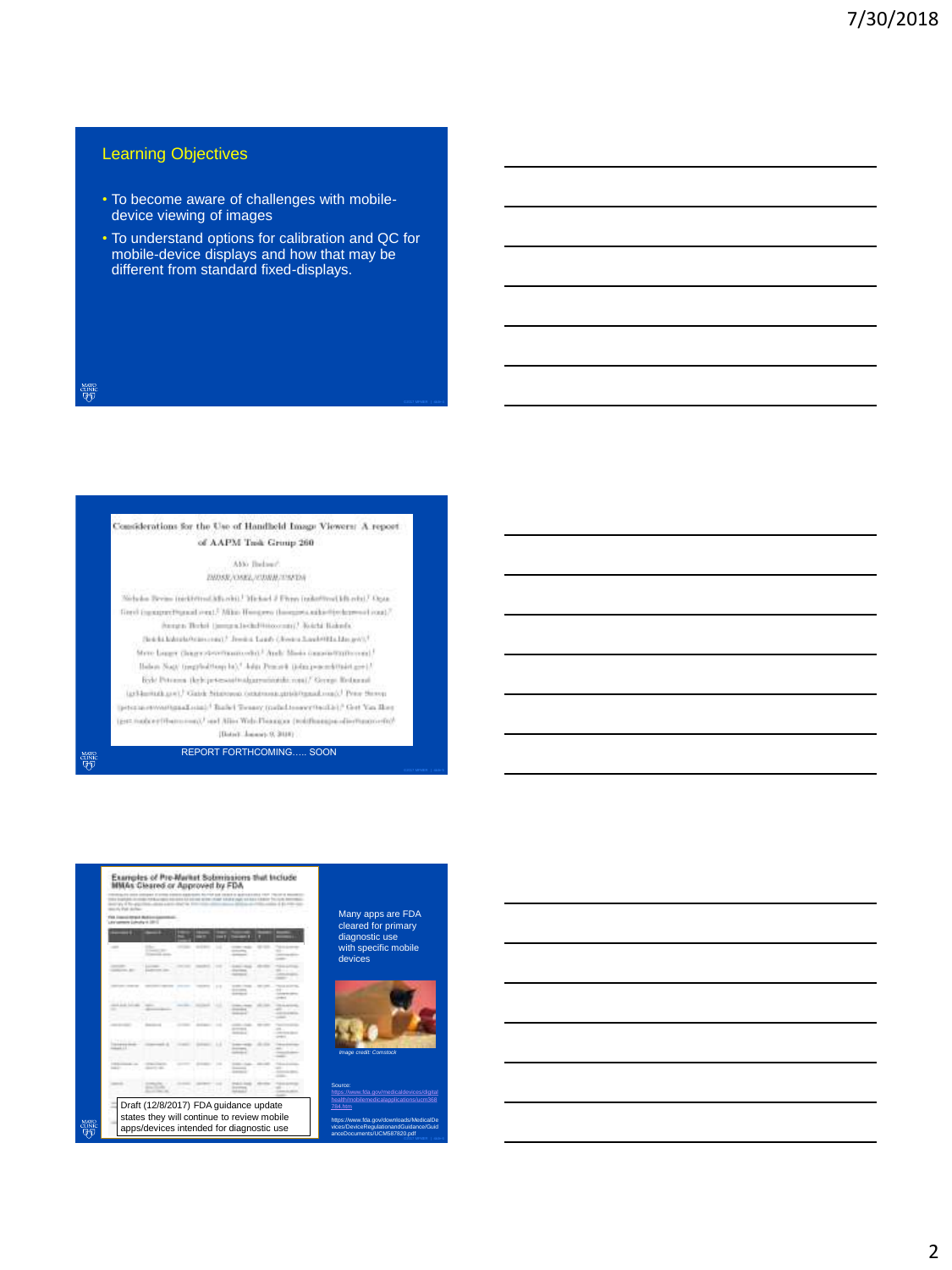## Learning Objectives

- To become aware of challenges with mobile-device viewing of images
- To understand options for calibration and QC for mobile-device displays and how that may be different from standard fixed-displays.

Considerations for the Use of Handheld Image Viewers: A report of AAPM Task Group 260

REPORT FORTHCOMING….. SOON

Examples of Pre-Market Submissions that Include MMAs Cleared or Approved by FDA

Draft (12/8/2017) FDA guidance update states they will continue to review mobile apps/devices intended for diagnostic use

Many apps are FDA cleared for primary diagnostic use with specific mobile devices

*Image credit: Comstock*

Source:
https://www.fda.gov/medicaldevices/digitalhealth/mobilemedicalapplications/ucm368784.htm

https://www.fda.gov/downloads/MedicalDevices/DeviceRegulationandGuidance/GuidanceDocuments/UCM587820.pdf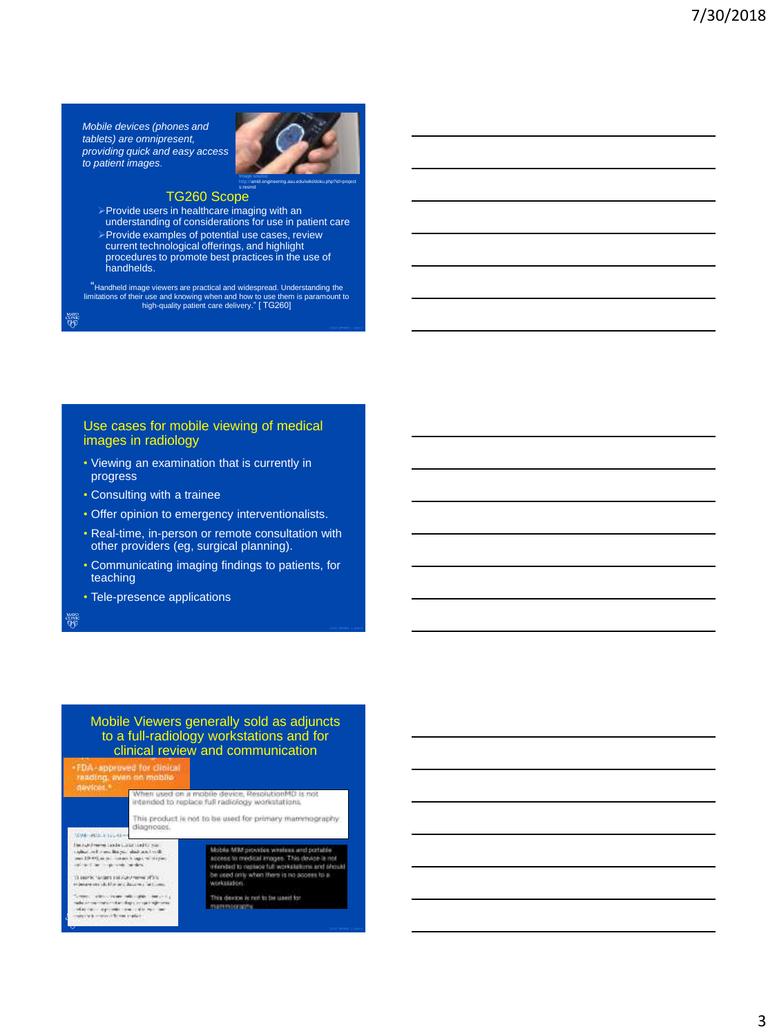*Mobile devices (phones and tablets) are omnipresent, providing quick and easy access to patient images.*

Image source: http://amil.engineering.asu.edu/wiki/doku.php?id=projects:resmd

## TG260 Scope

- Provide users in healthcare imaging with an understanding of considerations for use in patient care
- Provide examples of potential use cases, review current technological offerings, and highlight procedures to promote best practices in the use of handhelds.

"Handheld image viewers are practical and widespread. Understanding the limitations of their use and knowing when and how to use them is paramount to high-quality patient care delivery." [ TG260]

## Use cases for mobile viewing of medical images in radiology

- Viewing an examination that is currently in progress
- Consulting with a trainee
- Offer opinion to emergency interventionalists.
- Real-time, in-person or remote consultation with other providers (eg, surgical planning).
- Communicating imaging findings to patients, for teaching
- Tele-presence applications

## Mobile Viewers generally sold as adjuncts to a full-radiology workstations and for clinical review and communication

- FDA-approved for clinical reading, even on mobile devices.*

When used on a mobile device, ResolutionMD is not intended to replace full radiology workstations.

This product is not to be used for primary mammography diagnoses.

Mobile MIM provides wireless and portable access to medical images. This device is not intended to replace full workstations and should be used only when there is no access to a workstation.

This device is not to be used for mammography.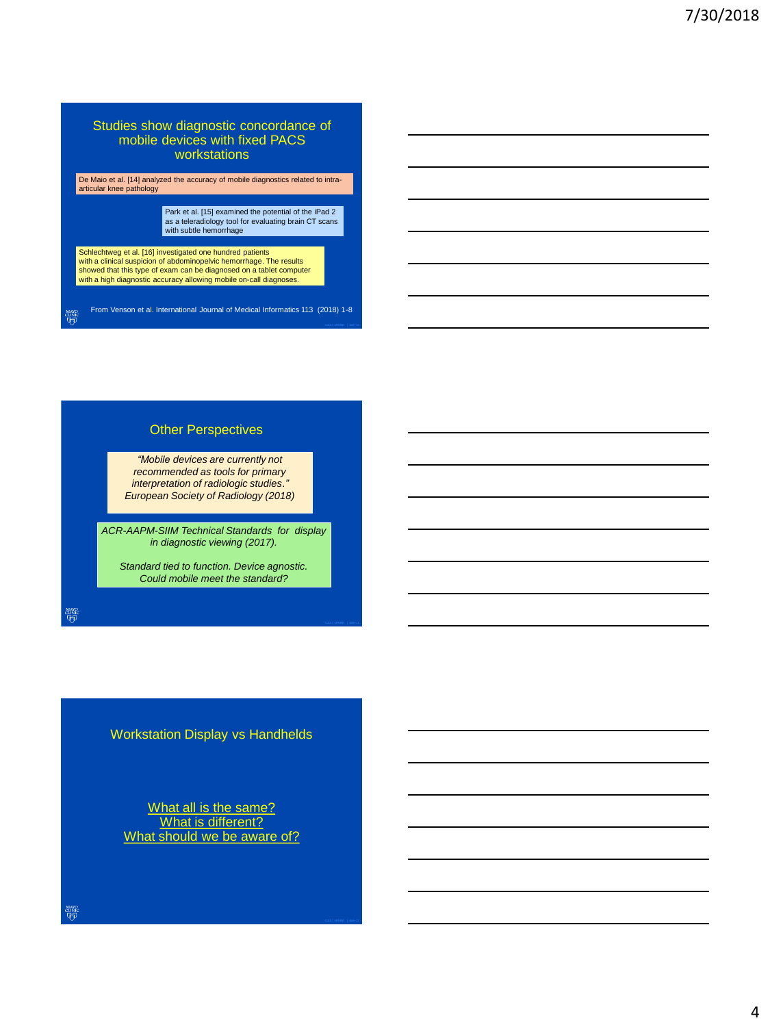## Studies show diagnostic concordance of mobile devices with fixed PACS workstations

De Maio et al. [14] analyzed the accuracy of mobile diagnostics related to intra-articular knee pathology

Park et al. [15] examined the potential of the iPad 2 as a teleradiology tool for evaluating brain CT scans with subtle hemorrhage

Schlechtweg et al. [16] investigated one hundred patients with a clinical suspicion of abdominopelvic hemorrhage. The results showed that this type of exam can be diagnosed on a tablet computer with a high diagnostic accuracy allowing mobile on-call diagnoses.

From Venson et al. International Journal of Medical Informatics 113 (2018) 1-8

## Other Perspectives

*"Mobile devices are currently not recommended as tools for primary interpretation of radiologic studies." European Society of Radiology (2018)*

*ACR-AAPM-SIIM Technical Standards for display in diagnostic viewing (2017).*

*Standard tied to function. Device agnostic. Could mobile meet the standard?*

## Workstation Display vs Handhelds

What all is the same?
What is different?
What should we be aware of?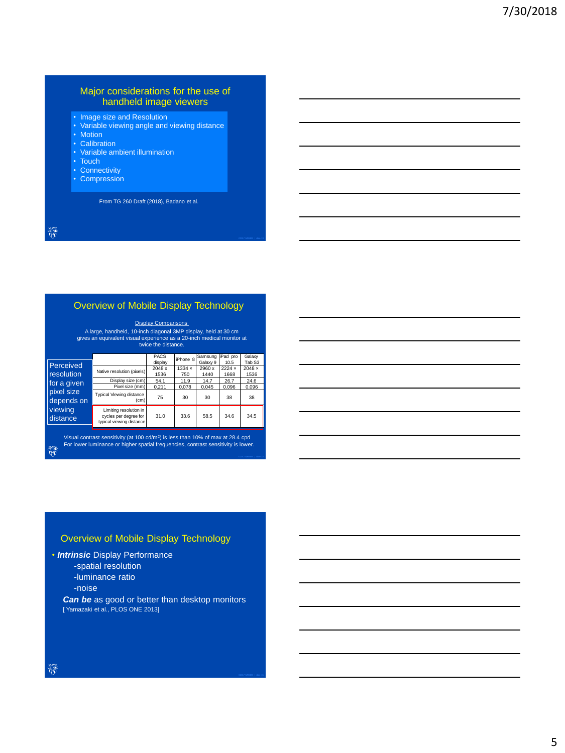## Major considerations for the use of handheld image viewers

- Image size and Resolution
- Variable viewing angle and viewing distance
- Motion
- Calibration
- Variable ambient illumination
- Touch
- Connectivity
- Compression

From TG 260 Draft (2018), Badano et al.

## Overview of Mobile Display Technology

Display Comparisons

A large, handheld, 10-inch diagonal 3MP display, held at 30 cm gives an equivalent visual experience as a 20-inch medical monitor at twice the distance.

Perceived resolution for a given pixel size depends on viewing distance

| | PACS display | iPhone 8 | Samsung Galaxy 9 | iPad pro 10.5 | Galaxy Tab S3 |
|---|---|---|---|---|---|
| Native resolution (pixels) | 2048 x 1536 | 1334 × 750 | 2960 x 1440 | 2224 × 1668 | 2048 × 1536 |
| Display size (cm) | 54.1 | 11.9 | 14.7 | 26.7 | 24.6 |
| Pixel size (mm) | 0.211 | 0.078 | 0.045 | 0.096 | 0.096 |
| Typical Viewing distance (cm) | 75 | 30 | 30 | 38 | 38 |
| Limiting resolution in cycles per degree for typical viewing distance | 31.0 | 33.6 | 58.5 | 34.6 | 34.5 |

Visual contrast sensitivity (at 100 cd/m²) is less than 10% of max at 28.4 cpd
For lower luminance or higher spatial frequencies, contrast sensitivity is lower.

## Overview of Mobile Display Technology

- ***Intrinsic*** Display Performance
  - -spatial resolution
  - -luminance ratio
  - -noise

***Can be*** as good or better than desktop monitors
[ Yamazaki et al., PLOS ONE 2013]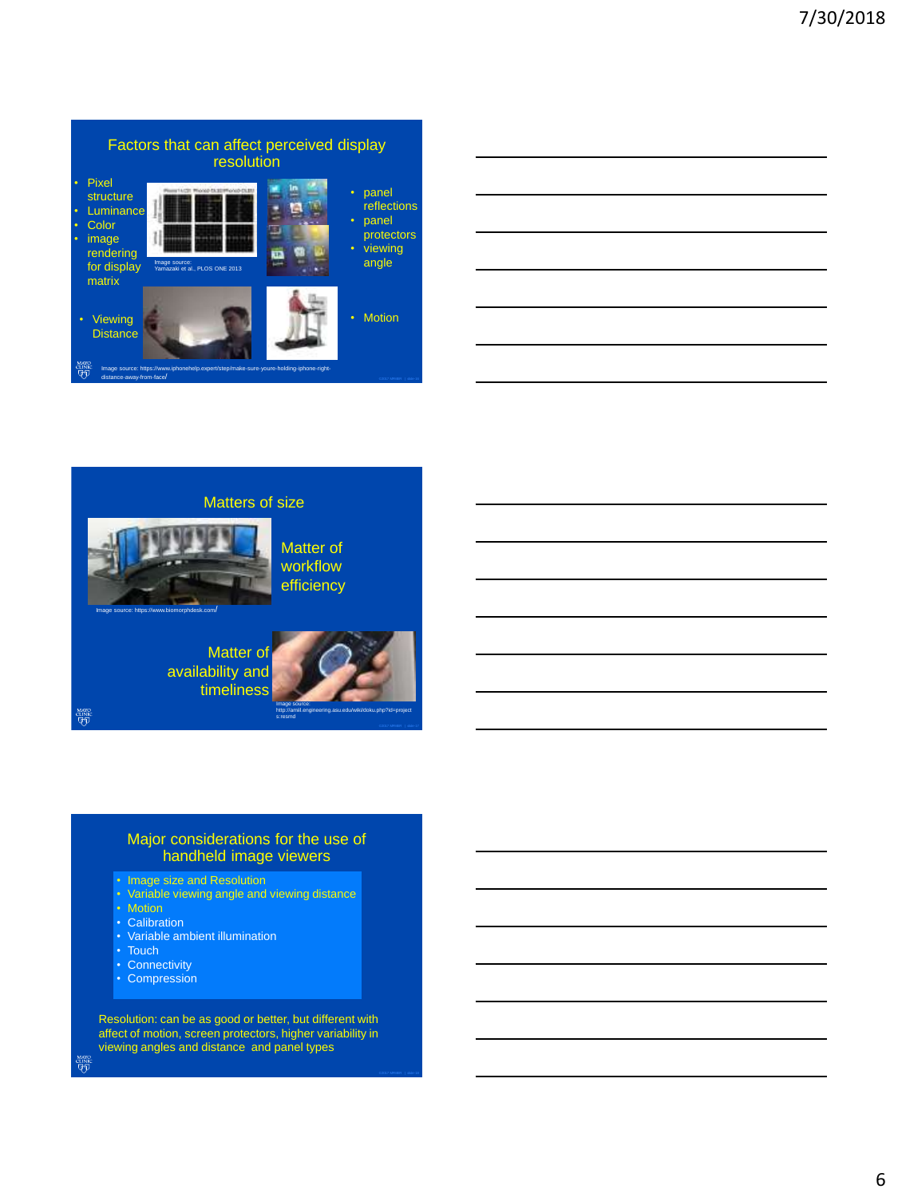## Factors that can affect perceived display resolution

- Pixel structure
- Luminance
- Color
- image rendering for display matrix

Image source: Yamazaki et al., PLOS ONE 2013

- panel reflections
- panel protectors
- viewing angle

- Viewing Distance

- Motion

Image source: https://www.iphonehelp.expert/step/make-sure-youre-holding-iphone-right-distance-away-from-face/

## Matters of size

Matter of workflow efficiency

Image source: https://www.biomorphdesk.com/

Matter of availability and timeliness

Image source: http://amil.engineering.asu.edu/wiki/doku.php?id=projects:resmd

## Major considerations for the use of handheld image viewers

- Image size and Resolution
- Variable viewing angle and viewing distance
- Motion
- Calibration
- Variable ambient illumination
- Touch
- Connectivity
- Compression

Resolution: can be as good or better, but different with affect of motion, screen protectors, higher variability in viewing angles and distance and panel types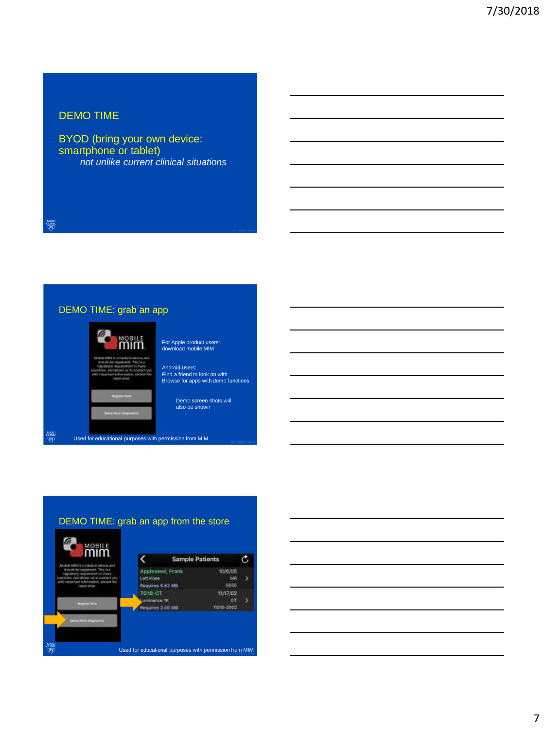## DEMO TIME

BYOD (bring your own device: smartphone or tablet)

*not unlike current clinical situations*

## DEMO TIME: grab an app

For Apple product users: download mobile MIM

Android users:
Find a friend to look on with
Browse for apps with demo functions

Demo screen shots will also be shown

Used for educational purposes with permission from MIM

## DEMO TIME: grab an app from the store

Used for educational purposes with permission from MIM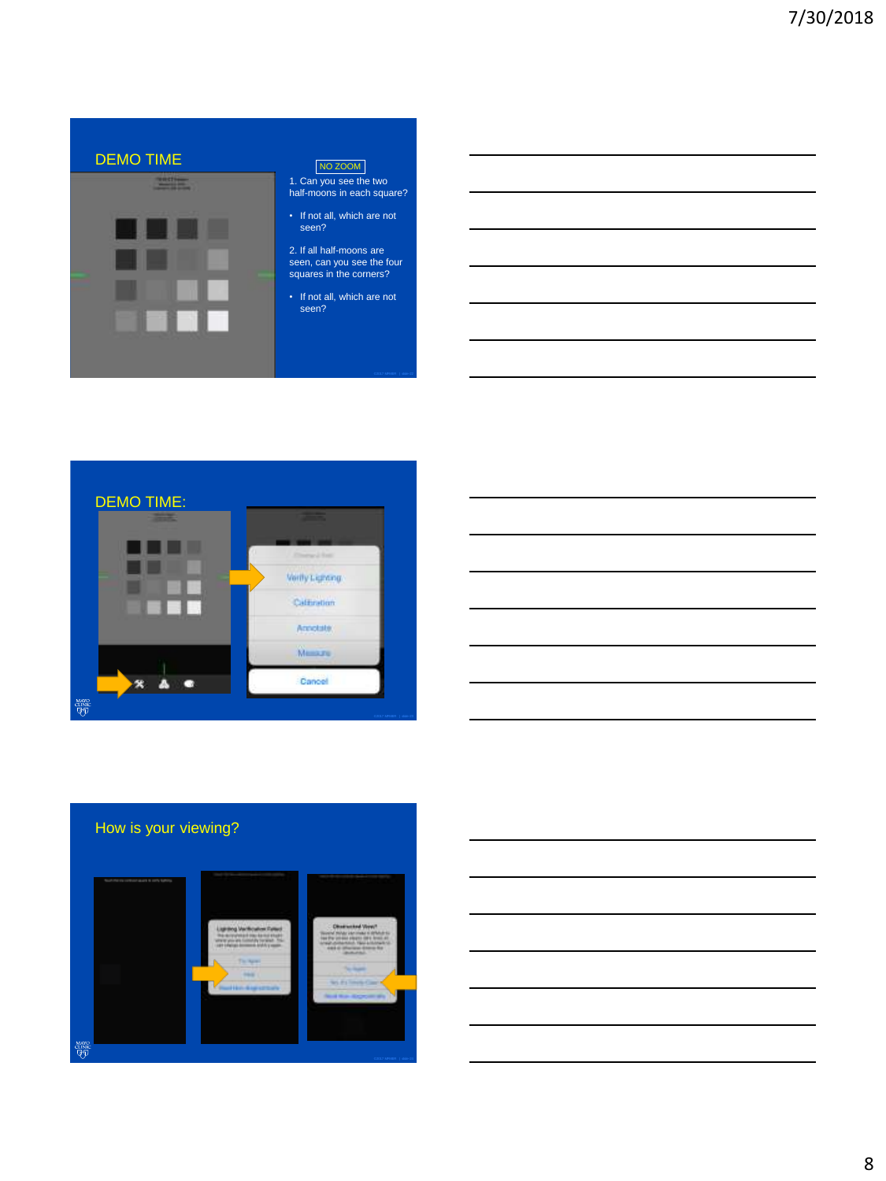## DEMO TIME

NO ZOOM

1. Can you see the two half-moons in each square?
   - If not all, which are not seen?
2. If all half-moons are seen, can you see the four squares in the corners?
   - If not all, which are not seen?

## DEMO TIME:

Verify Lighting

Calibration

Annotate

Measure

Cancel

## How is your viewing?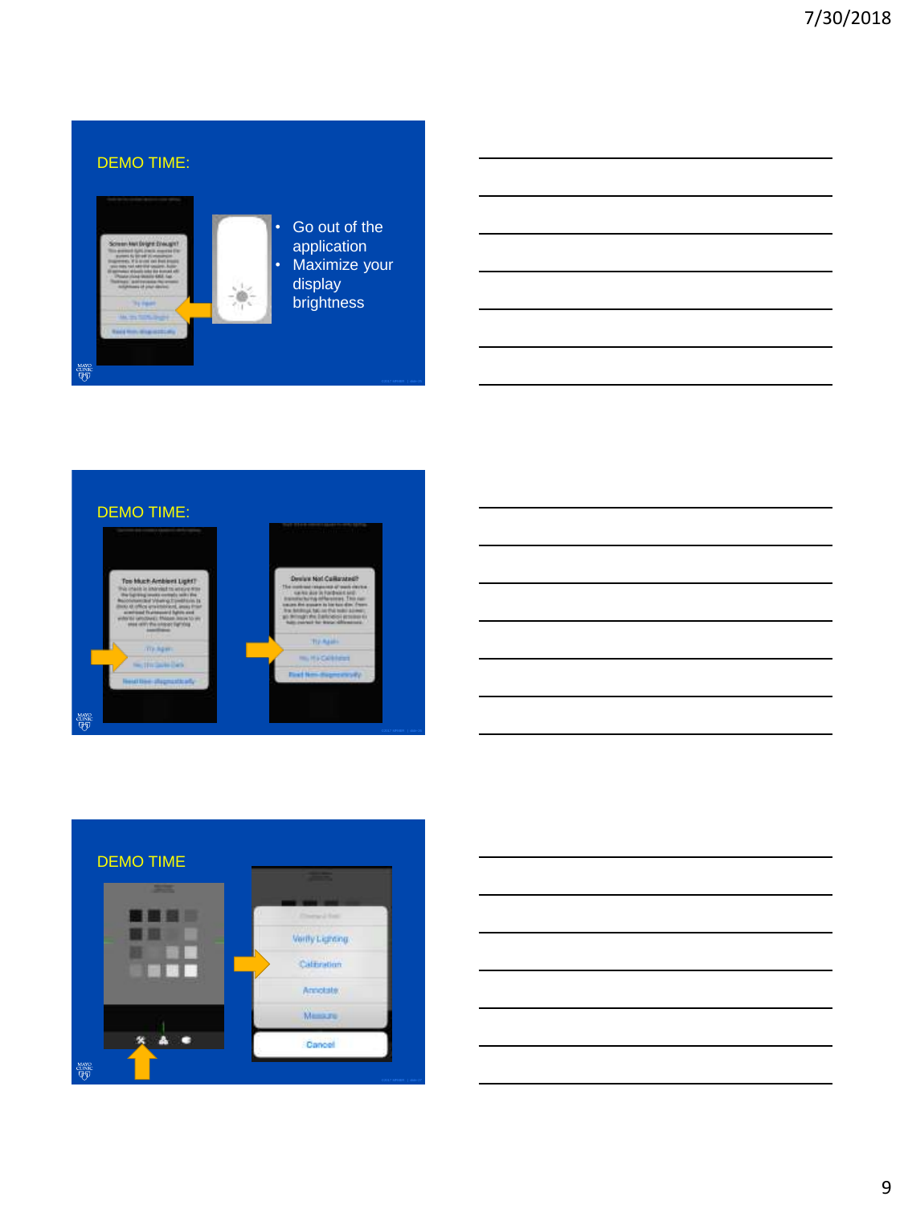## DEMO TIME:

- Go out of the application
- Maximize your display brightness

## DEMO TIME:

## DEMO TIME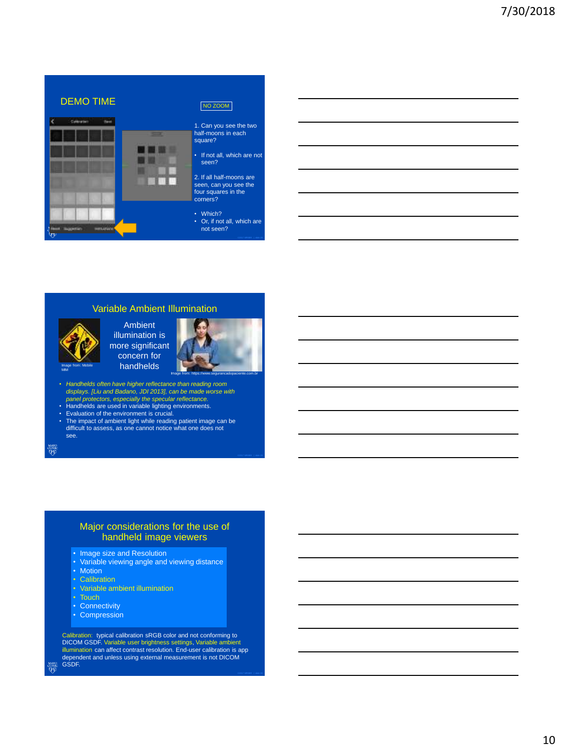## DEMO TIME

NO ZOOM

1. Can you see the two half-moons in each square?

- If not all, which are not seen?

2. If all half-moons are seen, can you see the four squares in the corners?

- Which?
- Or, if not all, which are not seen?

## Variable Ambient Illumination

Image from: Mobile MIM

Ambient illumination is more significant concern for handhelds

Image from: https://www.segurancadopaciente.com.br

- *Handhelds often have higher reflectance than reading room displays. [Liu and Badano, JDI 2013], can be made worse with panel protectors, especially the specular reflectance.*
- Handhelds are used in variable lighting environments.
- Evaluation of the environment is crucial.
- The impact of ambient light while reading patient image can be difficult to assess, as one cannot notice what one does not see.

## Major considerations for the use of handheld image viewers

- Image size and Resolution
- Variable viewing angle and viewing distance
- Motion
- Calibration
- Variable ambient illumination
- Touch
- Connectivity
- Compression

Calibration: typical calibration sRGB color and not conforming to DICOM GSDF. Variable user brightness settings, Variable ambient illumination can affect contrast resolution. End-user calibration is app dependent and unless using external measurement is not DICOM GSDF.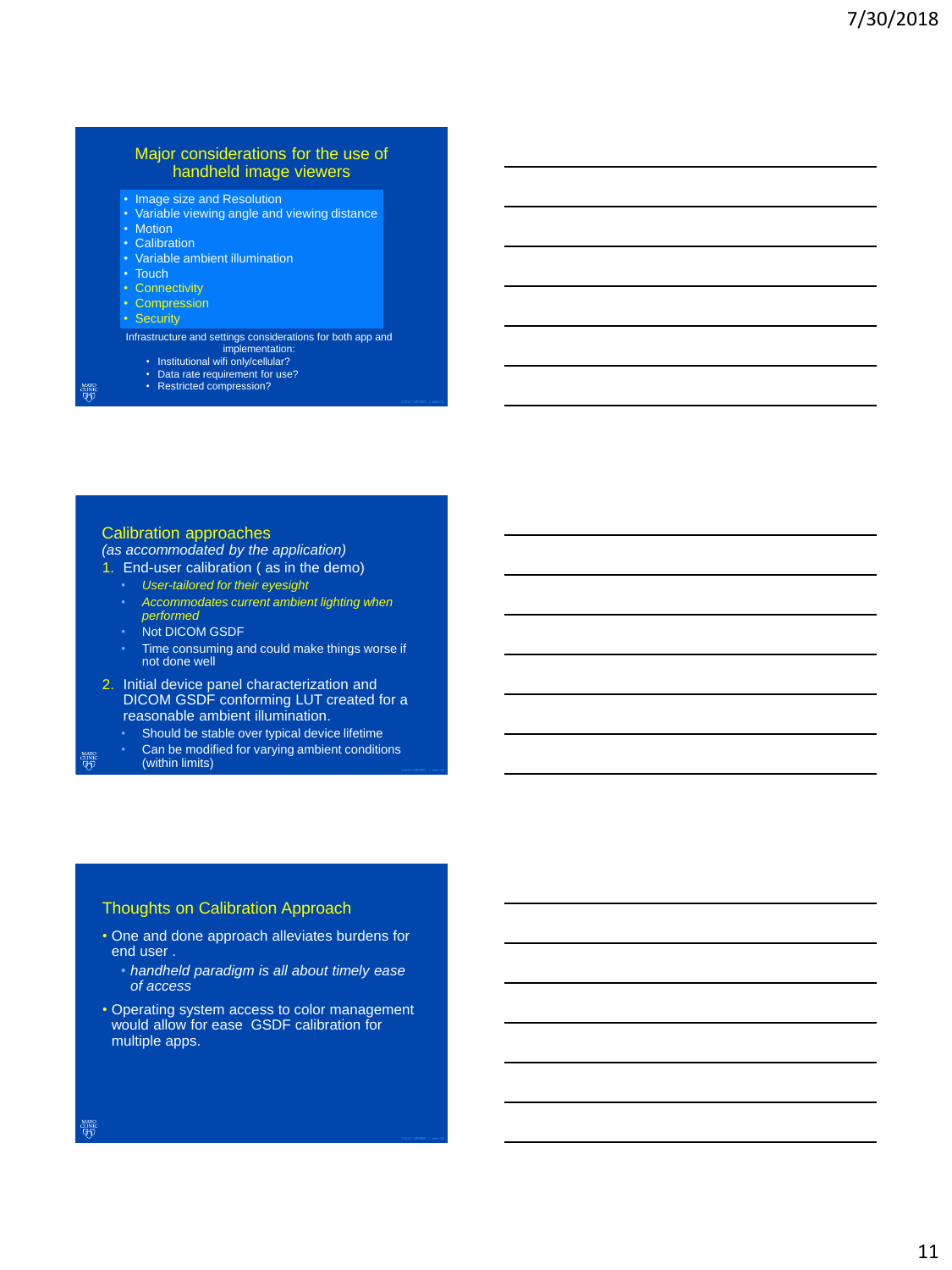## Major considerations for the use of handheld image viewers

- Image size and Resolution
- Variable viewing angle and viewing distance
- Motion
- Calibration
- Variable ambient illumination
- Touch
- Connectivity
- Compression
- Security

Infrastructure and settings considerations for both app and implementation:

- Institutional wifi only/cellular?
- Data rate requirement for use?
- Restricted compression?

## Calibration approaches

*(as accommodated by the application)*

1. End-user calibration ( as in the demo)
   - *User-tailored for their eyesight*
   - *Accommodates current ambient lighting when performed*
   - Not DICOM GSDF
   - Time consuming and could make things worse if not done well
2. Initial device panel characterization and DICOM GSDF conforming LUT created for a reasonable ambient illumination.
   - Should be stable over typical device lifetime
   - Can be modified for varying ambient conditions (within limits)

## Thoughts on Calibration Approach

- One and done approach alleviates burdens for end user .
  - *handheld paradigm is all about timely ease of access*
- Operating system access to color management would allow for ease GSDF calibration for multiple apps.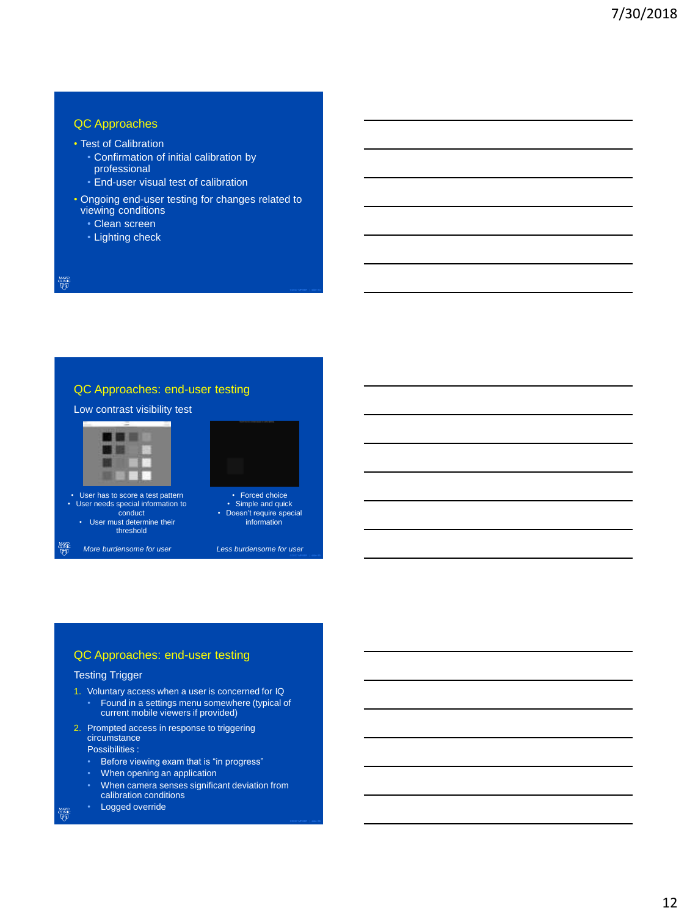## QC Approaches

- Test of Calibration
  - Confirmation of initial calibration by professional
  - End-user visual test of calibration
- Ongoing end-user testing for changes related to viewing conditions
  - Clean screen
  - Lighting check

## QC Approaches: end-user testing

Low contrast visibility test

- User has to score a test pattern
- User needs special information to conduct
- User must determine their threshold

*More burdensome for user*

- Forced choice
- Simple and quick
- Doesn't require special information

*Less burdensome for user*

## QC Approaches: end-user testing

Testing Trigger

1. Voluntary access when a user is concerned for IQ
   - Found in a settings menu somewhere (typical of current mobile viewers if provided)
2. Prompted access in response to triggering circumstance

   Possibilities :
   - Before viewing exam that is "in progress"
   - When opening an application
   - When camera senses significant deviation from calibration conditions
   - Logged override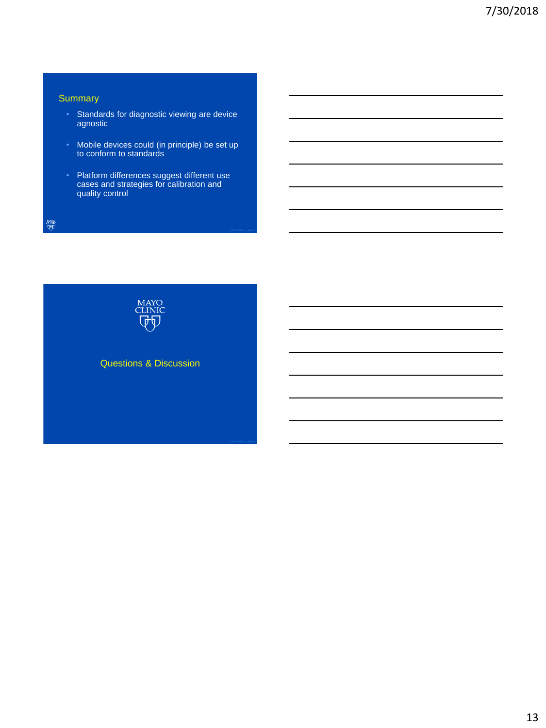## Summary

- Standards for diagnostic viewing are device agnostic
- Mobile devices could (in principle) be set up to conform to standards
- Platform differences suggest different use cases and strategies for calibration and quality control

MAYO CLINIC

## Questions & Discussion